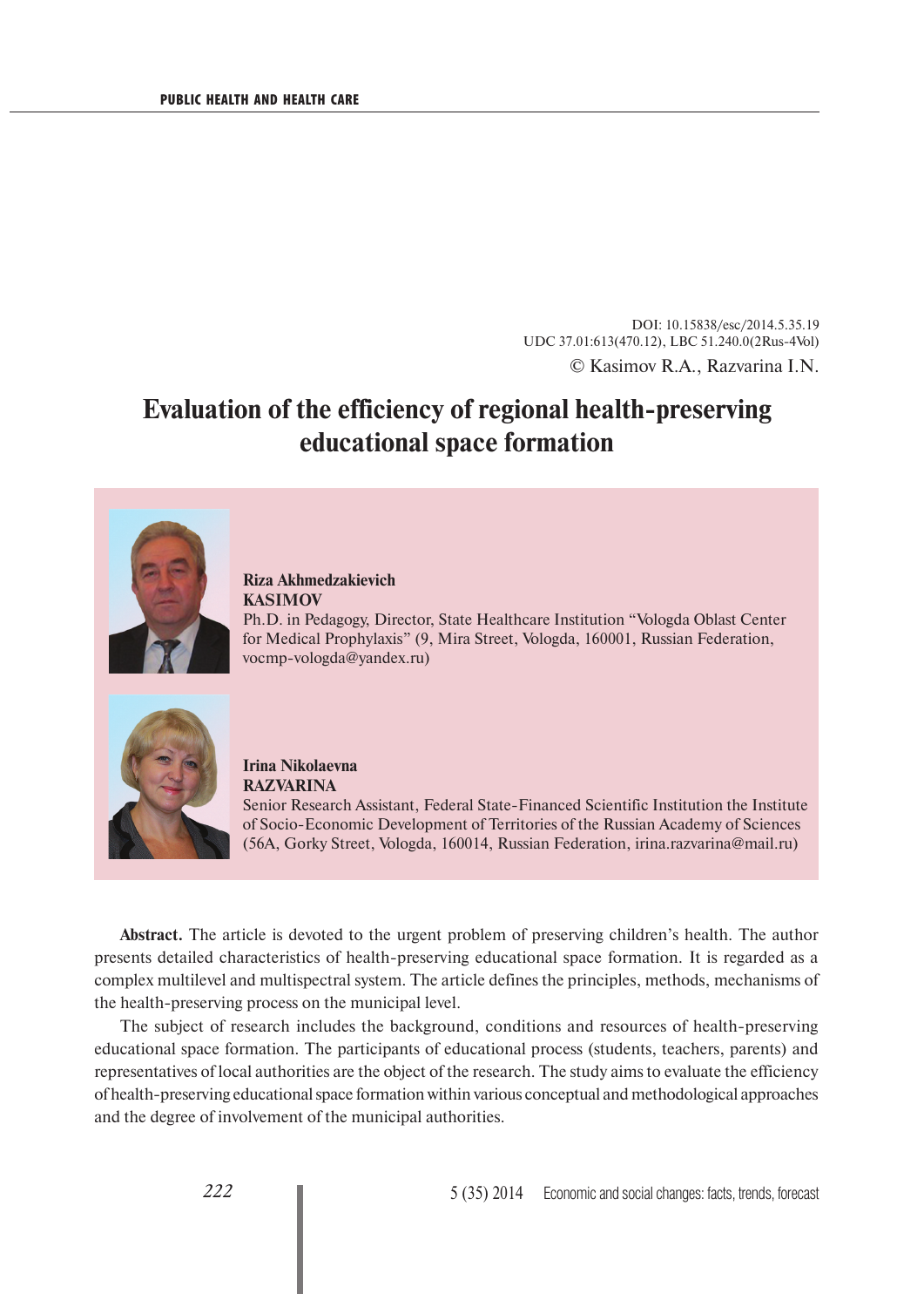DOI: 10.15838/esc/2014.5.35.19
UDC 37.01:613(470.12), LBC 51.240.0(2Rus-4Vol)
© Kasimov R.A., Razvarina I.N.

# Evaluation of the efficiency of regional health-preserving educational space formation

**Riza Akhmedzakievich KASIMOV**
Ph.D. in Pedagogy, Director, State Healthcare Institution "Vologda Oblast Center for Medical Prophylaxis" (9, Mira Street, Vologda, 160001, Russian Federation, vocmp-vologda@yandex.ru)

**Irina Nikolaevna RAZVARINA**
Senior Research Assistant, Federal State-Financed Scientific Institution the Institute of Socio-Economic Development of Territories of the Russian Academy of Sciences (56A, Gorky Street, Vologda, 160014, Russian Federation, irina.razvarina@mail.ru)

**Abstract.** The article is devoted to the urgent problem of preserving children's health. The author presents detailed characteristics of health-preserving educational space formation. It is regarded as a complex multilevel and multispectral system. The article defines the principles, methods, mechanisms of the health-preserving process on the municipal level.

The subject of research includes the background, conditions and resources of health-preserving educational space formation. The participants of educational process (students, teachers, parents) and representatives of local authorities are the object of the research. The study aims to evaluate the efficiency of health-preserving educational space formation within various conceptual and methodological approaches and the degree of involvement of the municipal authorities.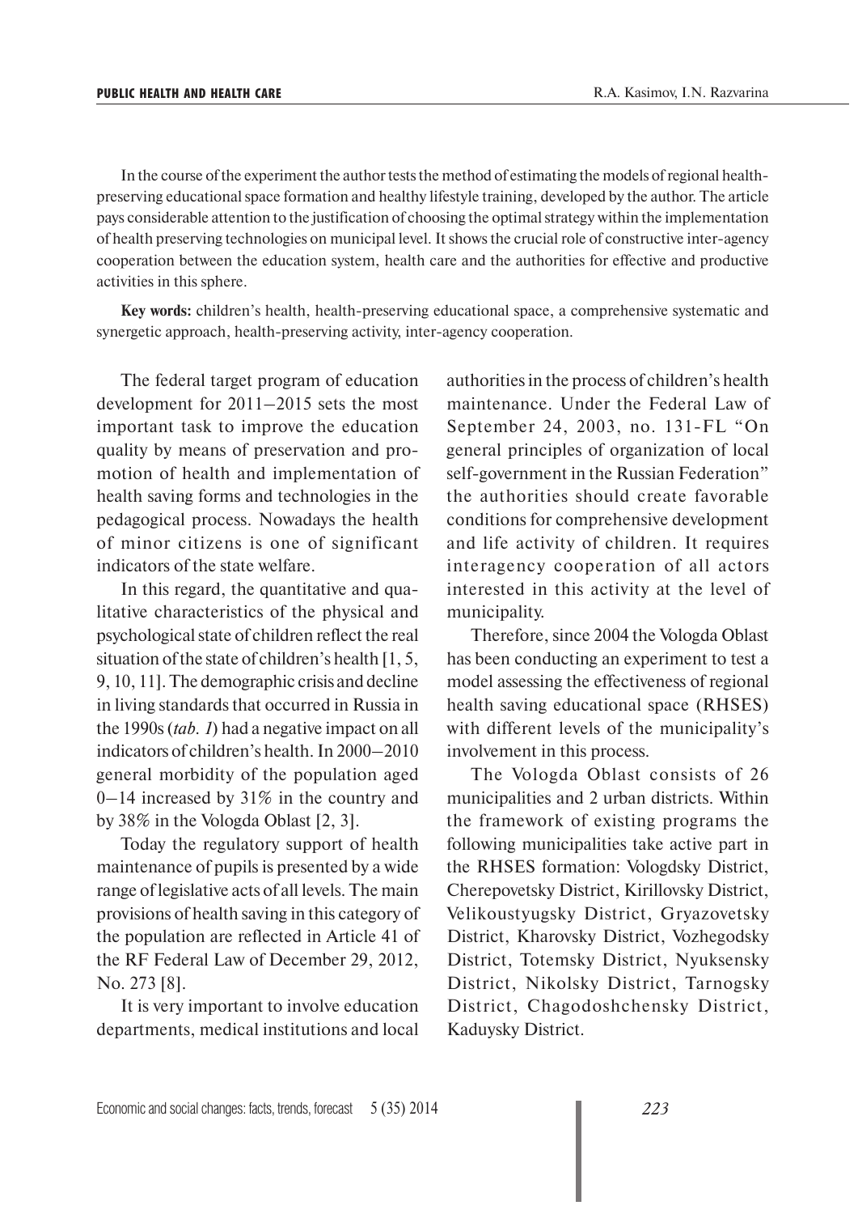In the course of the experiment the author tests the method of estimating the models of regional health-preserving educational space formation and healthy lifestyle training, developed by the author. The article pays considerable attention to the justification of choosing the optimal strategy within the implementation of health preserving technologies on municipal level. It shows the crucial role of constructive inter-agency cooperation between the education system, health care and the authorities for effective and productive activities in this sphere.

**Key words:** children's health, health-preserving educational space, a comprehensive systematic and synergetic approach, health-preserving activity, inter-agency cooperation.

The federal target program of education development for 2011–2015 sets the most important task to improve the education quality by means of preservation and promotion of health and implementation of health saving forms and technologies in the pedagogical process. Nowadays the health of minor citizens is one of significant indicators of the state welfare.

In this regard, the quantitative and qualitative characteristics of the physical and psychological state of children reflect the real situation of the state of children's health [1, 5, 9, 10, 11]. The demographic crisis and decline in living standards that occurred in Russia in the 1990s (*tab. 1*) had a negative impact on all indicators of children's health. In 2000–2010 general morbidity of the population aged 0–14 increased by 31% in the country and by 38% in the Vologda Oblast [2, 3].

Today the regulatory support of health maintenance of pupils is presented by a wide range of legislative acts of all levels. The main provisions of health saving in this category of the population are reflected in Article 41 of the RF Federal Law of December 29, 2012, No. 273 [8].

It is very important to involve education departments, medical institutions and local authorities in the process of children's health maintenance. Under the Federal Law of September 24, 2003, no. 131-FL "On general principles of organization of local self-government in the Russian Federation" the authorities should create favorable conditions for comprehensive development and life activity of children. It requires interagency cooperation of all actors interested in this activity at the level of municipality.

Therefore, since 2004 the Vologda Oblast has been conducting an experiment to test a model assessing the effectiveness of regional health saving educational space (RHSES) with different levels of the municipality's involvement in this process.

The Vologda Oblast consists of 26 municipalities and 2 urban districts. Within the framework of existing programs the following municipalities take active part in the RHSES formation: Vologdsky District, Cherepovetsky District, Kirillovsky District, Velikoustyugsky District, Gryazovetsky District, Kharovsky District, Vozhegodsky District, Totemsky District, Nyuksensky District, Nikolsky District, Tarnogsky District, Chagodoshchensky District, Kaduysky District.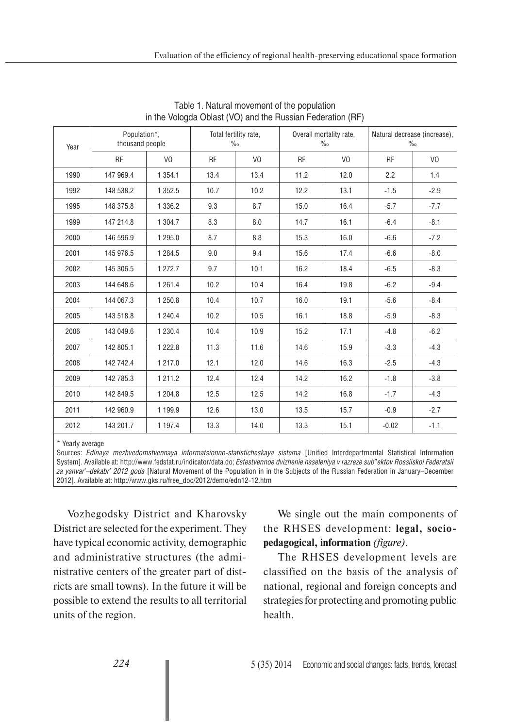Table 1. Natural movement of the population in the Vologda Oblast (VO) and the Russian Federation (RF)

| Year | Population*, thousand people | | Total fertility rate, ‰ | | Overall mortality rate, ‰ | | Natural decrease (increase), ‰ | |
|---|---|---|---|---|---|---|---|---|
| | RF | VO | RF | VO | RF | VO | RF | VO |
| 1990 | 147 969.4 | 1 354.1 | 13.4 | 13.4 | 11.2 | 12.0 | 2.2 | 1.4 |
| 1992 | 148 538.2 | 1 352.5 | 10.7 | 10.2 | 12.2 | 13.1 | -1.5 | -2.9 |
| 1995 | 148 375.8 | 1 336.2 | 9.3 | 8.7 | 15.0 | 16.4 | -5.7 | -7.7 |
| 1999 | 147 214.8 | 1 304.7 | 8.3 | 8.0 | 14.7 | 16.1 | -6.4 | -8.1 |
| 2000 | 146 596.9 | 1 295.0 | 8.7 | 8.8 | 15.3 | 16.0 | -6.6 | -7.2 |
| 2001 | 145 976.5 | 1 284.5 | 9.0 | 9.4 | 15.6 | 17.4 | -6.6 | -8.0 |
| 2002 | 145 306.5 | 1 272.7 | 9.7 | 10.1 | 16.2 | 18.4 | -6.5 | -8.3 |
| 2003 | 144 648.6 | 1 261.4 | 10.2 | 10.4 | 16.4 | 19.8 | -6.2 | -9.4 |
| 2004 | 144 067.3 | 1 250.8 | 10.4 | 10.7 | 16.0 | 19.1 | -5.6 | -8.4 |
| 2005 | 143 518.8 | 1 240.4 | 10.2 | 10.5 | 16.1 | 18.8 | -5.9 | -8.3 |
| 2006 | 143 049.6 | 1 230.4 | 10.4 | 10.9 | 15.2 | 17.1 | -4.8 | -6.2 |
| 2007 | 142 805.1 | 1 222.8 | 11.3 | 11.6 | 14.6 | 15.9 | -3.3 | -4.3 |
| 2008 | 142 742.4 | 1 217.0 | 12.1 | 12.0 | 14.6 | 16.3 | -2.5 | -4.3 |
| 2009 | 142 785.3 | 1 211.2 | 12.4 | 12.4 | 14.2 | 16.2 | -1.8 | -3.8 |
| 2010 | 142 849.5 | 1 204.8 | 12.5 | 12.5 | 14.2 | 16.8 | -1.7 | -4.3 |
| 2011 | 142 960.9 | 1 199.9 | 12.6 | 13.0 | 13.5 | 15.7 | -0.9 | -2.7 |
| 2012 | 143 201.7 | 1 197.4 | 13.3 | 14.0 | 13.3 | 15.1 | -0.02 | -1.1 |

\* Yearly average

Sources: *Edinaya mezhvedomstvennaya informatsionno-statisticheskaya sistema* [Unified Interdepartmental Statistical Information System]. Available at: http://www.fedstat.ru/indicator/data.do; *Estestvennoe dvizhenie naseleniya v razreze sub"ektov Rossiiskoi Federatsii za yanvar'–dekabr' 2012 goda* [Natural Movement of the Population in in the Subjects of the Russian Federation in January–December 2012]. Available at: http://www.gks.ru/free_doc/2012/demo/edn12-12.htm

Vozhegodsky District and Kharovsky District are selected for the experiment. They have typical economic activity, demographic and administrative structures (the administrative centers of the greater part of districts are small towns). In the future it will be possible to extend the results to all territorial units of the region.

We single out the main components of the RHSES development: **legal, socio-pedagogical, information** *(figure)*.

The RHSES development levels are classified on the basis of the analysis of national, regional and foreign concepts and strategies for protecting and promoting public health.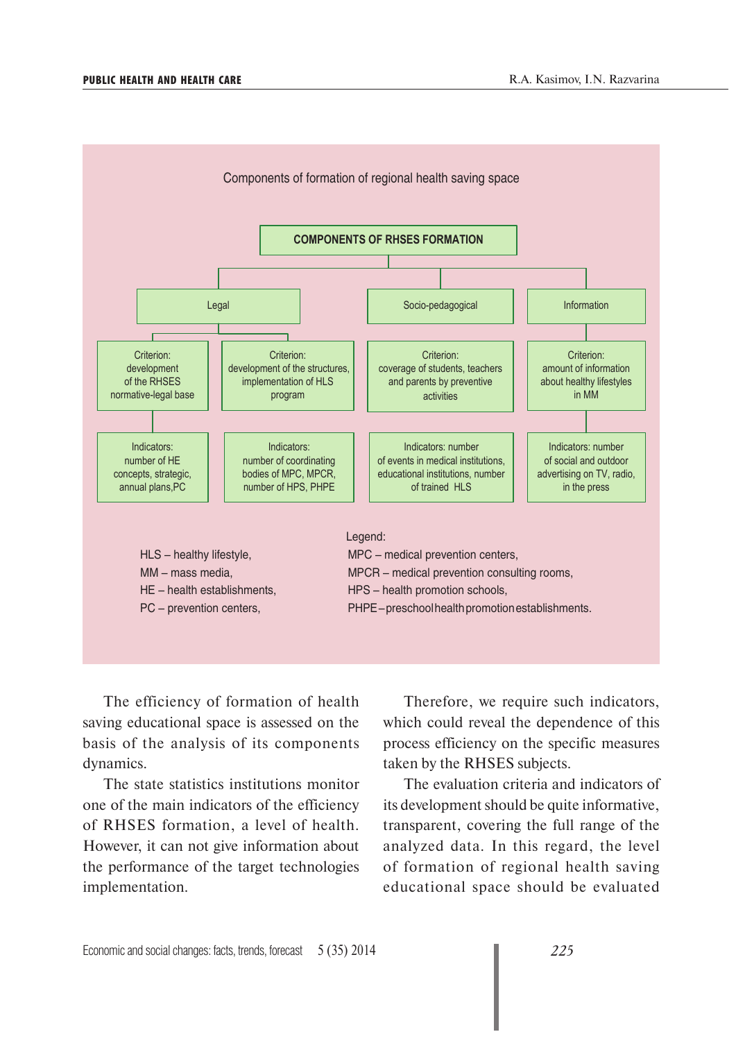Components of formation of regional health saving space

**COMPONENTS OF RHSES FORMATION**

| Component | Criterion | Indicators |
|---|---|---|
| Legal | Criterion: development of the RHSES normative-legal base | Indicators: number of HE concepts, strategic, annual plans,PC |
| Legal | Criterion: development of the structures, implementation of HLS program | Indicators: number of coordinating bodies of MPC, MPCR, number of HPS, PHPE |
| Socio-pedagogical | Criterion: coverage of students, teachers and parents by preventive activities | Indicators: number of events in medical institutions, educational institutions, number of trained HLS |
| Information | Criterion: amount of information about healthy lifestyles in MM | Indicators: number of social and outdoor advertising on TV, radio, in the press |

Legend:

HLS – healthy lifestyle,
MM – mass media,
HE – health establishments,
PC – prevention centers,
MPC – medical prevention centers,
MPCR – medical prevention consulting rooms,
HPS – health promotion schools,
PHPE – preschool health promotion establishments.

The efficiency of formation of health saving educational space is assessed on the basis of the analysis of its components dynamics.

The state statistics institutions monitor one of the main indicators of the efficiency of RHSES formation, a level of health. However, it can not give information about the performance of the target technologies implementation.

Therefore, we require such indicators, which could reveal the dependence of this process efficiency on the specific measures taken by the RHSES subjects.

The evaluation criteria and indicators of its development should be quite informative, transparent, covering the full range of the analyzed data. In this regard, the level of formation of regional health saving educational space should be evaluated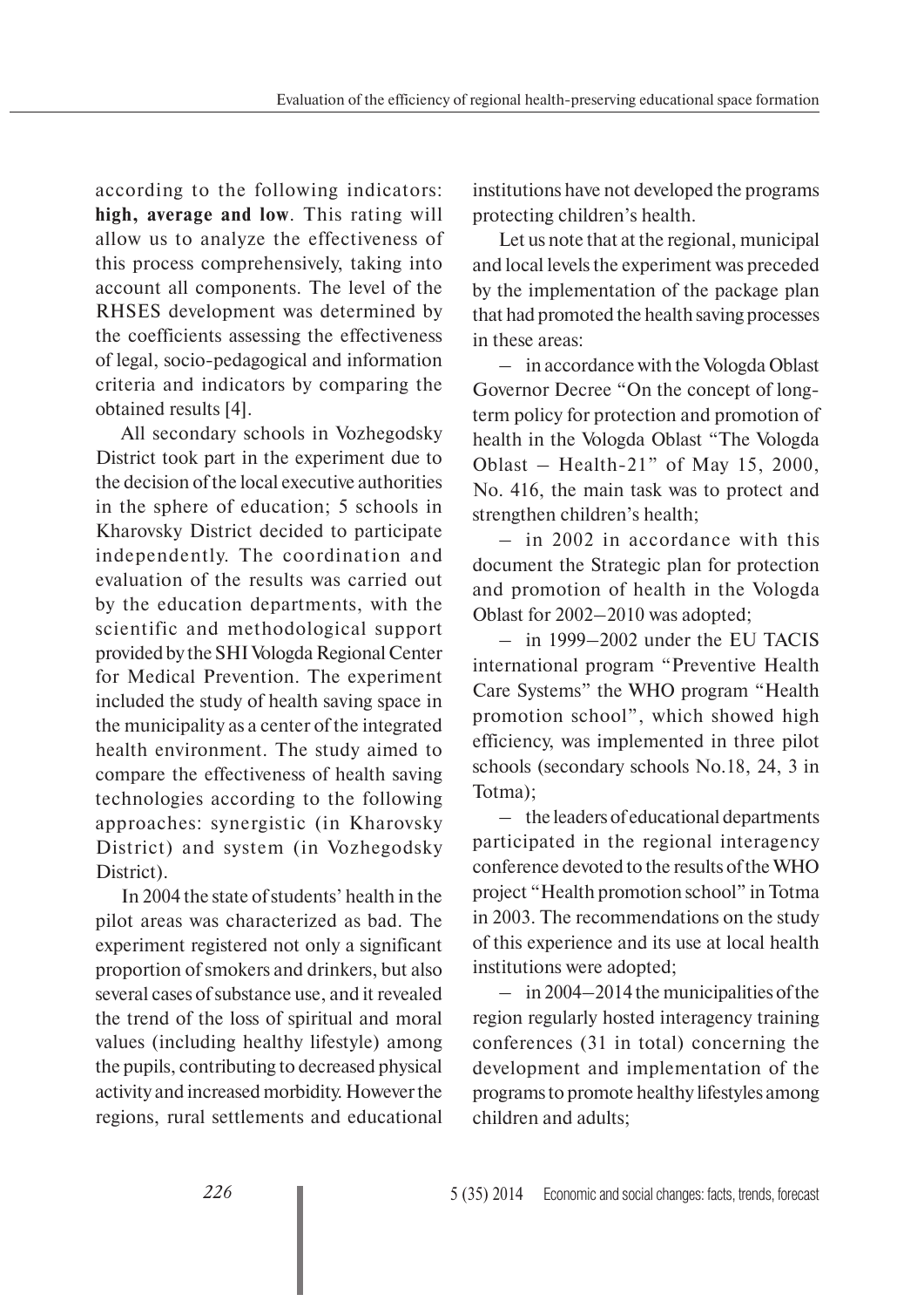according to the following indicators: **high, average and low**. This rating will allow us to analyze the effectiveness of this process comprehensively, taking into account all components. The level of the RHSES development was determined by the coefficients assessing the effectiveness of legal, socio-pedagogical and information criteria and indicators by comparing the obtained results [4].

All secondary schools in Vozhegodsky District took part in the experiment due to the decision of the local executive authorities in the sphere of education; 5 schools in Kharovsky District decided to participate independently. The coordination and evaluation of the results was carried out by the education departments, with the scientific and methodological support provided by the SHI Vologda Regional Center for Medical Prevention. The experiment included the study of health saving space in the municipality as a center of the integrated health environment. The study aimed to compare the effectiveness of health saving technologies according to the following approaches: synergistic (in Kharovsky District) and system (in Vozhegodsky District).

In 2004 the state of students' health in the pilot areas was characterized as bad. The experiment registered not only a significant proportion of smokers and drinkers, but also several cases of substance use, and it revealed the trend of the loss of spiritual and moral values (including healthy lifestyle) among the pupils, contributing to decreased physical activity and increased morbidity. However the regions, rural settlements and educational institutions have not developed the programs protecting children's health.

Let us note that at the regional, municipal and local levels the experiment was preceded by the implementation of the package plan that had promoted the health saving processes in these areas:

– in accordance with the Vologda Oblast Governor Decree "On the concept of long-term policy for protection and promotion of health in the Vologda Oblast "The Vologda Oblast – Health-21" of May 15, 2000, No. 416, the main task was to protect and strengthen children's health;

– in 2002 in accordance with this document the Strategic plan for protection and promotion of health in the Vologda Oblast for 2002–2010 was adopted;

– in 1999–2002 under the EU TACIS international program "Preventive Health Care Systems" the WHO program "Health promotion school", which showed high efficiency, was implemented in three pilot schools (secondary schools No.18, 24, 3 in Totma);

– the leaders of educational departments participated in the regional interagency conference devoted to the results of the WHO project "Health promotion school" in Totma in 2003. The recommendations on the study of this experience and its use at local health institutions were adopted;

– in 2004–2014 the municipalities of the region regularly hosted interagency training conferences (31 in total) concerning the development and implementation of the programs to promote healthy lifestyles among children and adults;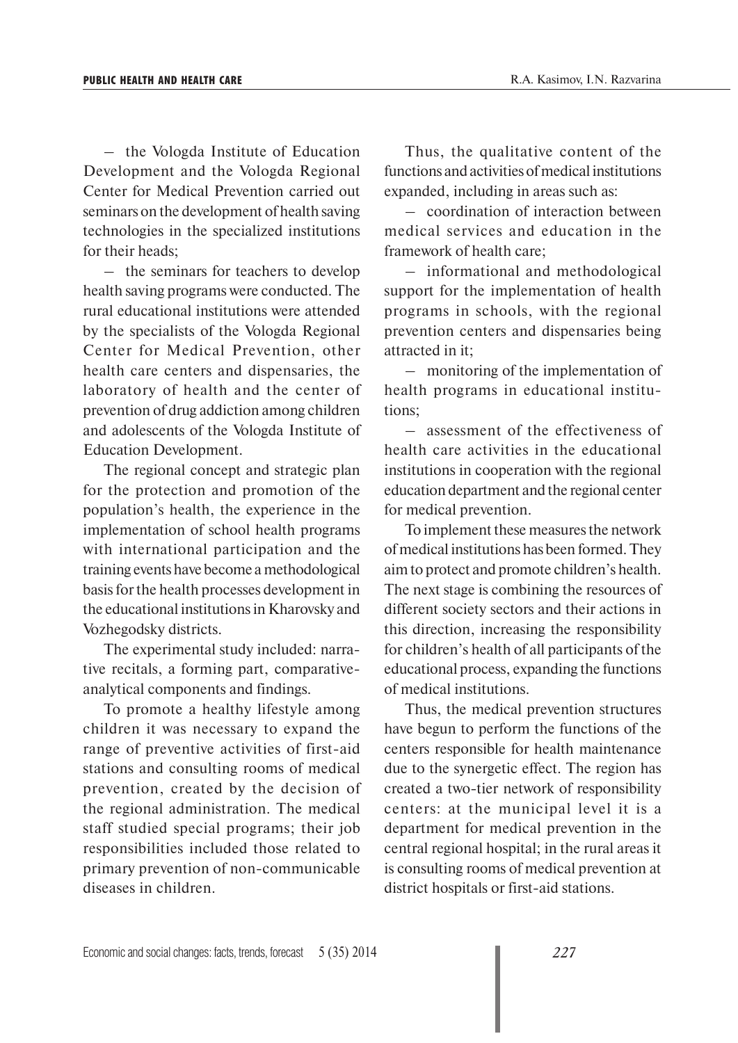– the Vologda Institute of Education Development and the Vologda Regional Center for Medical Prevention carried out seminars on the development of health saving technologies in the specialized institutions for their heads;

– the seminars for teachers to develop health saving programs were conducted. The rural educational institutions were attended by the specialists of the Vologda Regional Center for Medical Prevention, other health care centers and dispensaries, the laboratory of health and the center of prevention of drug addiction among children and adolescents of the Vologda Institute of Education Development.

The regional concept and strategic plan for the protection and promotion of the population's health, the experience in the implementation of school health programs with international participation and the training events have become a methodological basis for the health processes development in the educational institutions in Kharovsky and Vozhegodsky districts.

The experimental study included: narrative recitals, a forming part, comparative-analytical components and findings.

To promote a healthy lifestyle among children it was necessary to expand the range of preventive activities of first-aid stations and consulting rooms of medical prevention, created by the decision of the regional administration. The medical staff studied special programs; their job responsibilities included those related to primary prevention of non-communicable diseases in children.

Thus, the qualitative content of the functions and activities of medical institutions expanded, including in areas such as:

– coordination of interaction between medical services and education in the framework of health care;

– informational and methodological support for the implementation of health programs in schools, with the regional prevention centers and dispensaries being attracted in it;

– monitoring of the implementation of health programs in educational institutions;

– assessment of the effectiveness of health care activities in the educational institutions in cooperation with the regional education department and the regional center for medical prevention.

To implement these measures the network of medical institutions has been formed. They aim to protect and promote children's health. The next stage is combining the resources of different society sectors and their actions in this direction, increasing the responsibility for children's health of all participants of the educational process, expanding the functions of medical institutions.

Thus, the medical prevention structures have begun to perform the functions of the centers responsible for health maintenance due to the synergetic effect. The region has created a two-tier network of responsibility centers: at the municipal level it is a department for medical prevention in the central regional hospital; in the rural areas it is consulting rooms of medical prevention at district hospitals or first-aid stations.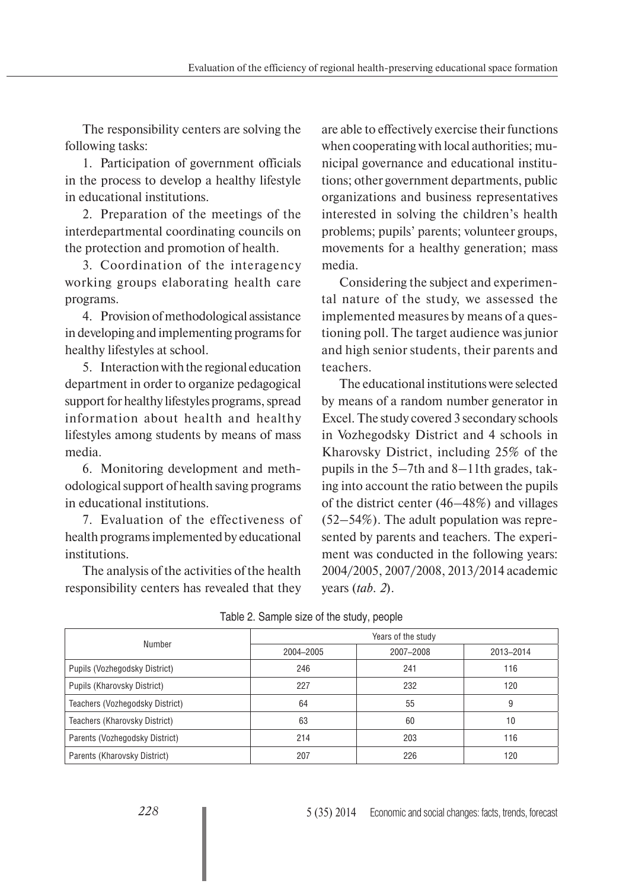The responsibility centers are solving the following tasks:

1. Participation of government officials in the process to develop a healthy lifestyle in educational institutions.
2. Preparation of the meetings of the interdepartmental coordinating councils on the protection and promotion of health.
3. Coordination of the interagency working groups elaborating health care programs.
4. Provision of methodological assistance in developing and implementing programs for healthy lifestyles at school.
5. Interaction with the regional education department in order to organize pedagogical support for healthy lifestyles programs, spread information about health and healthy lifestyles among students by means of mass media.
6. Monitoring development and methodological support of health saving programs in educational institutions.
7. Evaluation of the effectiveness of health programs implemented by educational institutions.

The analysis of the activities of the health responsibility centers has revealed that they are able to effectively exercise their functions when cooperating with local authorities; municipal governance and educational institutions; other government departments, public organizations and business representatives interested in solving the children's health problems; pupils' parents; volunteer groups, movements for a healthy generation; mass media.

Considering the subject and experimental nature of the study, we assessed the implemented measures by means of a questioning poll. The target audience was junior and high senior students, their parents and teachers.

The educational institutions were selected by means of a random number generator in Excel. The study covered 3 secondary schools in Vozhegodsky District and 4 schools in Kharovsky District, including 25% of the pupils in the 5–7th and 8–11th grades, taking into account the ratio between the pupils of the district center (46–48%) and villages (52–54%). The adult population was represented by parents and teachers. The experiment was conducted in the following years: 2004/2005, 2007/2008, 2013/2014 academic years (*tab. 2*).

Table 2. Sample size of the study, people

| Number | Years of the study | | |
|---|---|---|---|
| | 2004–2005 | 2007–2008 | 2013–2014 |
| Pupils (Vozhegodsky District) | 246 | 241 | 116 |
| Pupils (Kharovsky District) | 227 | 232 | 120 |
| Teachers (Vozhegodsky District) | 64 | 55 | 9 |
| Teachers (Kharovsky District) | 63 | 60 | 10 |
| Parents (Vozhegodsky District) | 214 | 203 | 116 |
| Parents (Kharovsky District) | 207 | 226 | 120 |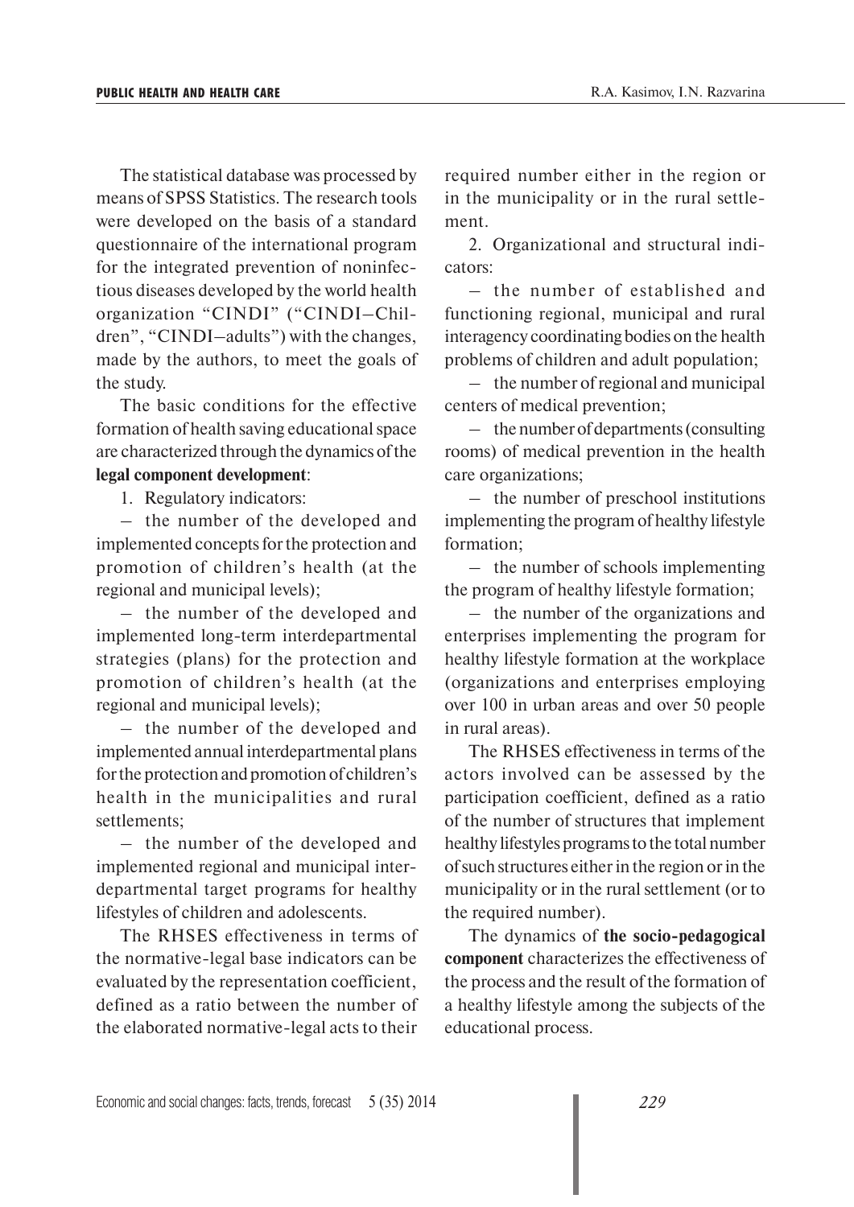The statistical database was processed by means of SPSS Statistics. The research tools were developed on the basis of a standard questionnaire of the international program for the integrated prevention of noninfectious diseases developed by the world health organization "CINDI" ("CINDI–Children", "CINDI–adults") with the changes, made by the authors, to meet the goals of the study.

The basic conditions for the effective formation of health saving educational space are characterized through the dynamics of the **legal component development**:

1. Regulatory indicators:

– the number of the developed and implemented concepts for the protection and promotion of children's health (at the regional and municipal levels);

– the number of the developed and implemented long-term interdepartmental strategies (plans) for the protection and promotion of children's health (at the regional and municipal levels);

– the number of the developed and implemented annual interdepartmental plans for the protection and promotion of children's health in the municipalities and rural settlements;

– the number of the developed and implemented regional and municipal interdepartmental target programs for healthy lifestyles of children and adolescents.

The RHSES effectiveness in terms of the normative-legal base indicators can be evaluated by the representation coefficient, defined as a ratio between the number of the elaborated normative-legal acts to their required number either in the region or in the municipality or in the rural settlement.

2. Organizational and structural indicators:

– the number of established and functioning regional, municipal and rural interagency coordinating bodies on the health problems of children and adult population;

– the number of regional and municipal centers of medical prevention;

– the number of departments (consulting rooms) of medical prevention in the health care organizations;

– the number of preschool institutions implementing the program of healthy lifestyle formation;

– the number of schools implementing the program of healthy lifestyle formation;

– the number of the organizations and enterprises implementing the program for healthy lifestyle formation at the workplace (organizations and enterprises employing over 100 in urban areas and over 50 people in rural areas).

The RHSES effectiveness in terms of the actors involved can be assessed by the participation coefficient, defined as a ratio of the number of structures that implement healthy lifestyles programs to the total number of such structures either in the region or in the municipality or in the rural settlement (or to the required number).

The dynamics of **the socio-pedagogical component** characterizes the effectiveness of the process and the result of the formation of a healthy lifestyle among the subjects of the educational process.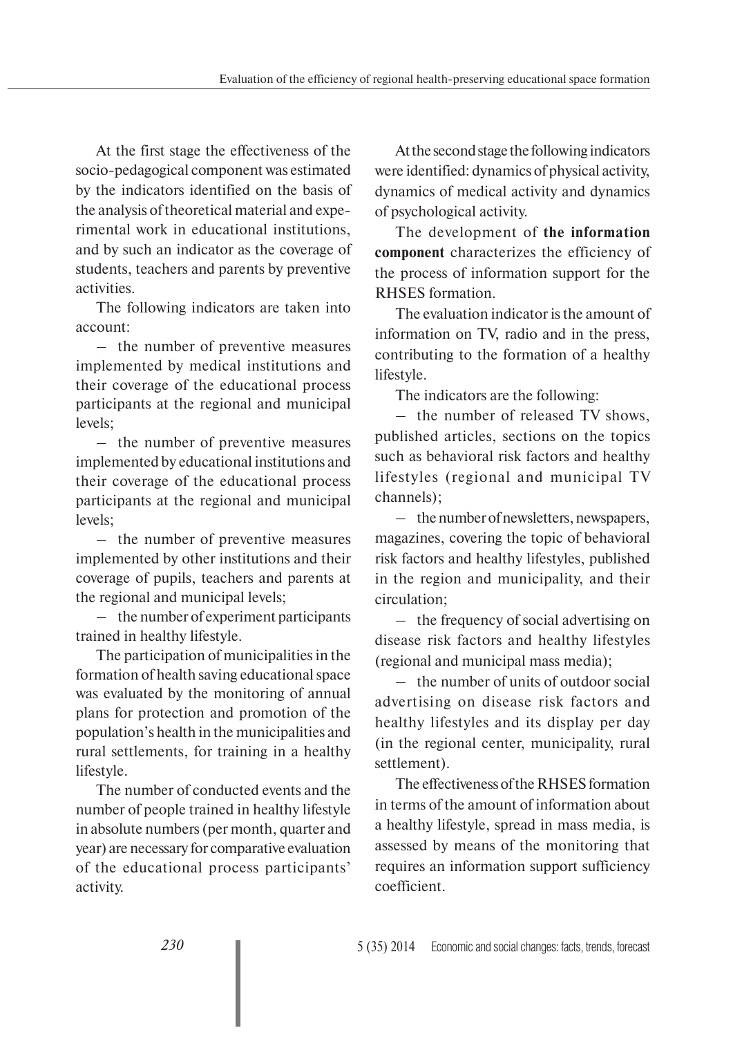At the first stage the effectiveness of the socio-pedagogical component was estimated by the indicators identified on the basis of the analysis of theoretical material and experimental work in educational institutions, and by such an indicator as the coverage of students, teachers and parents by preventive activities.

The following indicators are taken into account:

– the number of preventive measures implemented by medical institutions and their coverage of the educational process participants at the regional and municipal levels;

– the number of preventive measures implemented by educational institutions and their coverage of the educational process participants at the regional and municipal levels;

– the number of preventive measures implemented by other institutions and their coverage of pupils, teachers and parents at the regional and municipal levels;

– the number of experiment participants trained in healthy lifestyle.

The participation of municipalities in the formation of health saving educational space was evaluated by the monitoring of annual plans for protection and promotion of the population's health in the municipalities and rural settlements, for training in a healthy lifestyle.

The number of conducted events and the number of people trained in healthy lifestyle in absolute numbers (per month, quarter and year) are necessary for comparative evaluation of the educational process participants' activity.

At the second stage the following indicators were identified: dynamics of physical activity, dynamics of medical activity and dynamics of psychological activity.

The development of **the information component** characterizes the efficiency of the process of information support for the RHSES formation.

The evaluation indicator is the amount of information on TV, radio and in the press, contributing to the formation of a healthy lifestyle.

The indicators are the following:

– the number of released TV shows, published articles, sections on the topics such as behavioral risk factors and healthy lifestyles (regional and municipal TV channels);

– the number of newsletters, newspapers, magazines, covering the topic of behavioral risk factors and healthy lifestyles, published in the region and municipality, and their circulation;

– the frequency of social advertising on disease risk factors and healthy lifestyles (regional and municipal mass media);

– the number of units of outdoor social advertising on disease risk factors and healthy lifestyles and its display per day (in the regional center, municipality, rural settlement).

The effectiveness of the RHSES formation in terms of the amount of information about a healthy lifestyle, spread in mass media, is assessed by means of the monitoring that requires an information support sufficiency coefficient.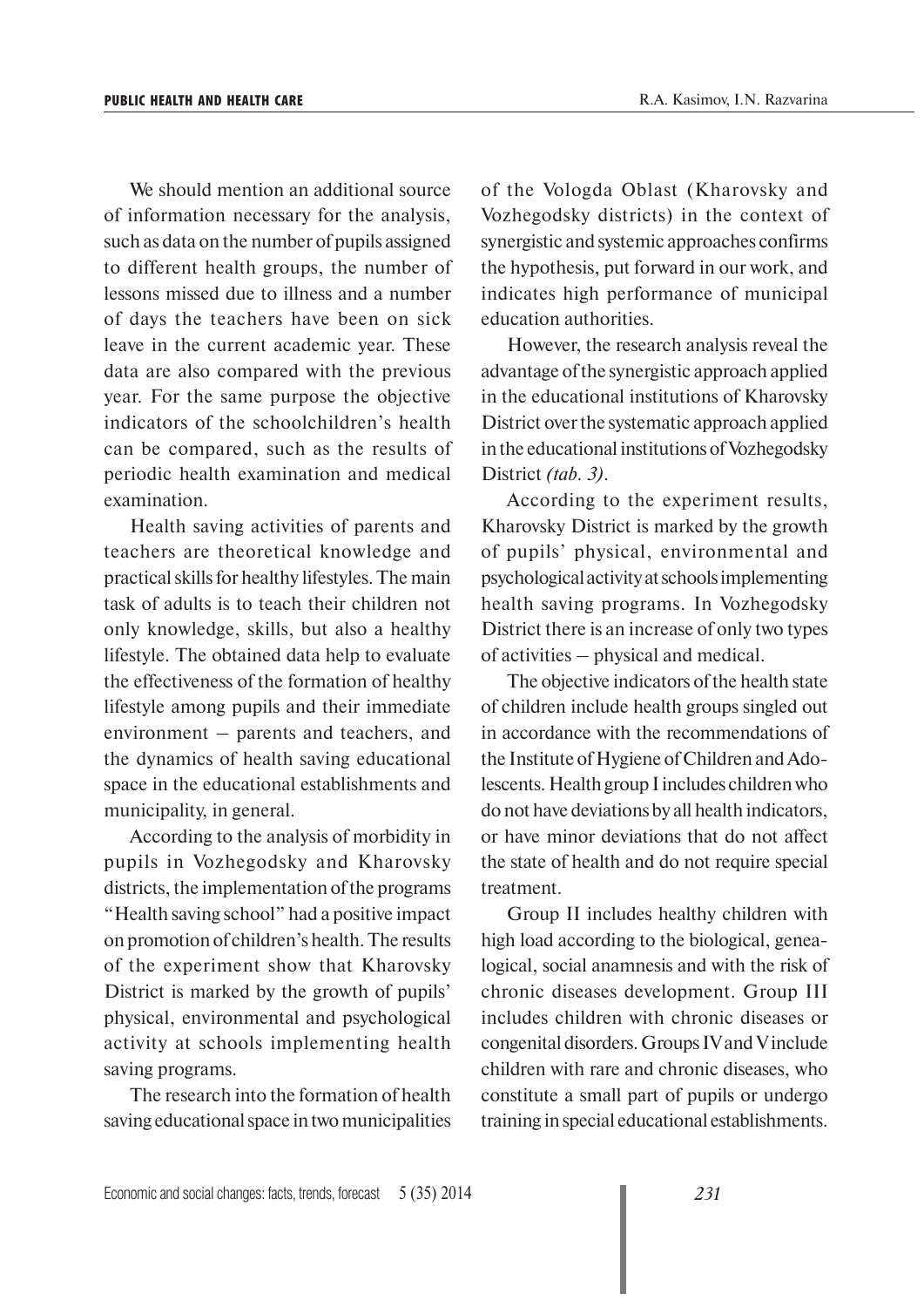We should mention an additional source of information necessary for the analysis, such as data on the number of pupils assigned to different health groups, the number of lessons missed due to illness and a number of days the teachers have been on sick leave in the current academic year. These data are also compared with the previous year. For the same purpose the objective indicators of the schoolchildren's health can be compared, such as the results of periodic health examination and medical examination.

Health saving activities of parents and teachers are theoretical knowledge and practical skills for healthy lifestyles. The main task of adults is to teach their children not only knowledge, skills, but also a healthy lifestyle. The obtained data help to evaluate the effectiveness of the formation of healthy lifestyle among pupils and their immediate environment – parents and teachers, and the dynamics of health saving educational space in the educational establishments and municipality, in general.

According to the analysis of morbidity in pupils in Vozhegodsky and Kharovsky districts, the implementation of the programs "Health saving school" had a positive impact on promotion of children's health. The results of the experiment show that Kharovsky District is marked by the growth of pupils' physical, environmental and psychological activity at schools implementing health saving programs.

The research into the formation of health saving educational space in two municipalities of the Vologda Oblast (Kharovsky and Vozhegodsky districts) in the context of synergistic and systemic approaches confirms the hypothesis, put forward in our work, and indicates high performance of municipal education authorities.

However, the research analysis reveal the advantage of the synergistic approach applied in the educational institutions of Kharovsky District over the systematic approach applied in the educational institutions of Vozhegodsky District *(tab. 3)*.

According to the experiment results, Kharovsky District is marked by the growth of pupils' physical, environmental and psychological activity at schools implementing health saving programs. In Vozhegodsky District there is an increase of only two types of activities – physical and medical.

The objective indicators of the health state of children include health groups singled out in accordance with the recommendations of the Institute of Hygiene of Children and Adolescents. Health group I includes children who do not have deviations by all health indicators, or have minor deviations that do not affect the state of health and do not require special treatment.

Group II includes healthy children with high load according to the biological, genealogical, social anamnesis and with the risk of chronic diseases development. Group III includes children with chronic diseases or congenital disorders. Groups IV and V include children with rare and chronic diseases, who constitute a small part of pupils or undergo training in special educational establishments.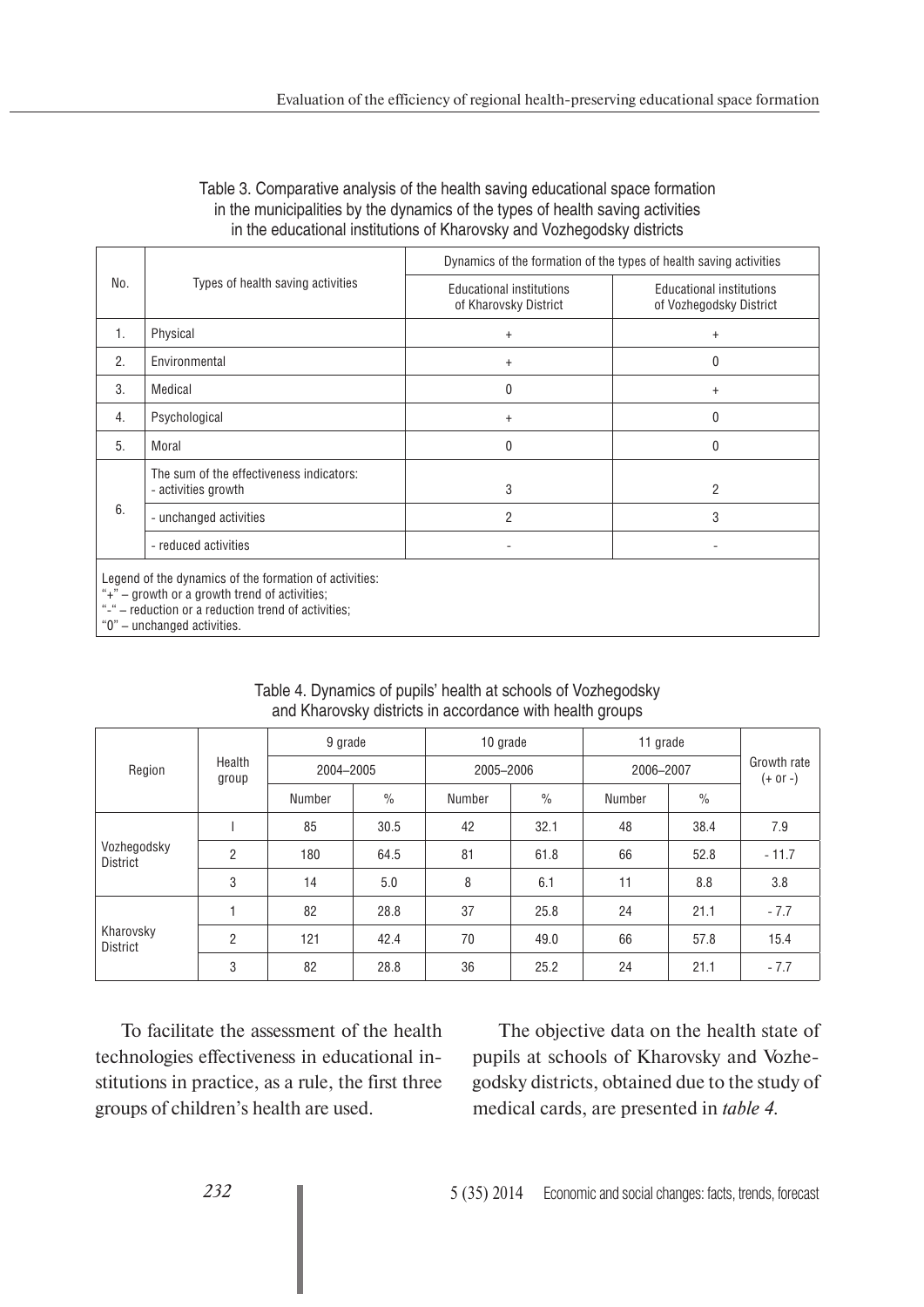Table 3. Comparative analysis of the health saving educational space formation in the municipalities by the dynamics of the types of health saving activities in the educational institutions of Kharovsky and Vozhegodsky districts

| No. | Types of health saving activities | Dynamics of the formation of the types of health saving activities | |
|---|---|---|---|
| | | Educational institutions of Kharovsky District | Educational institutions of Vozhegodsky District |
| 1. | Physical | + | + |
| 2. | Environmental | + | 0 |
| 3. | Medical | 0 | + |
| 4. | Psychological | + | 0 |
| 5. | Moral | 0 | 0 |
| 6. | The sum of the effectiveness indicators: - activities growth | 3 | 2 |
| | - unchanged activities | 2 | 3 |
| | - reduced activities | - | - |

Legend of the dynamics of the formation of activities:
"+" – growth or a growth trend of activities;
"-" – reduction or a reduction trend of activities;
"0" – unchanged activities.

Table 4. Dynamics of pupils' health at schools of Vozhegodsky and Kharovsky districts in accordance with health groups

| Region | Health group | 9 grade | | 10 grade | | 11 grade | | Growth rate (+ or -) |
|---|---|---|---|---|---|---|---|---|
| | | 2004–2005 | | 2005–2006 | | 2006–2007 | | |
| | | Number | % | Number | % | Number | % | |
| Vozhegodsky District | I | 85 | 30.5 | 42 | 32.1 | 48 | 38.4 | 7.9 |
| | 2 | 180 | 64.5 | 81 | 61.8 | 66 | 52.8 | - 11.7 |
| | 3 | 14 | 5.0 | 8 | 6.1 | 11 | 8.8 | 3.8 |
| Kharovsky District | 1 | 82 | 28.8 | 37 | 25.8 | 24 | 21.1 | - 7.7 |
| | 2 | 121 | 42.4 | 70 | 49.0 | 66 | 57.8 | 15.4 |
| | 3 | 82 | 28.8 | 36 | 25.2 | 24 | 21.1 | - 7.7 |

To facilitate the assessment of the health technologies effectiveness in educational institutions in practice, as a rule, the first three groups of children's health are used.

The objective data on the health state of pupils at schools of Kharovsky and Vozhegodsky districts, obtained due to the study of medical cards, are presented in *table 4*.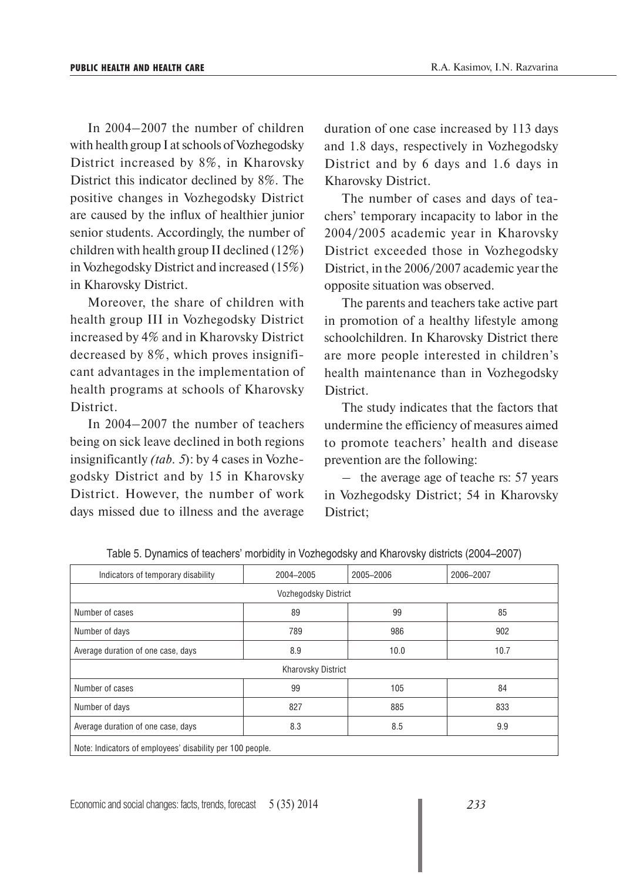In 2004–2007 the number of children with health group I at schools of Vozhegodsky District increased by 8%, in Kharovsky District this indicator declined by 8%. The positive changes in Vozhegodsky District are caused by the influx of healthier junior senior students. Accordingly, the number of children with health group II declined (12%) in Vozhegodsky District and increased (15%) in Kharovsky District.

Moreover, the share of children with health group III in Vozhegodsky District increased by 4% and in Kharovsky District decreased by 8%, which proves insignificant advantages in the implementation of health programs at schools of Kharovsky District.

In 2004–2007 the number of teachers being on sick leave declined in both regions insignificantly *(tab. 5)*: by 4 cases in Vozhegodsky District and by 15 in Kharovsky District. However, the number of work days missed due to illness and the average duration of one case increased by 113 days and 1.8 days, respectively in Vozhegodsky District and by 6 days and 1.6 days in Kharovsky District.

The number of cases and days of teachers' temporary incapacity to labor in the 2004/2005 academic year in Kharovsky District exceeded those in Vozhegodsky District, in the 2006/2007 academic year the opposite situation was observed.

The parents and teachers take active part in promotion of a healthy lifestyle among schoolchildren. In Kharovsky District there are more people interested in children's health maintenance than in Vozhegodsky District.

The study indicates that the factors that undermine the efficiency of measures aimed to promote teachers' health and disease prevention are the following:

– the average age of teache rs: 57 years in Vozhegodsky District; 54 in Kharovsky District;

Table 5. Dynamics of teachers' morbidity in Vozhegodsky and Kharovsky districts (2004–2007)

| Indicators of temporary disability | 2004–2005 | 2005–2006 | 2006–2007 |
|---|---|---|---|
| Vozhegodsky District | | | |
| Number of cases | 89 | 99 | 85 |
| Number of days | 789 | 986 | 902 |
| Average duration of one case, days | 8.9 | 10.0 | 10.7 |
| Kharovsky District | | | |
| Number of cases | 99 | 105 | 84 |
| Number of days | 827 | 885 | 833 |
| Average duration of one case, days | 8.3 | 8.5 | 9.9 |
| Note: Indicators of employees' disability per 100 people. | | | |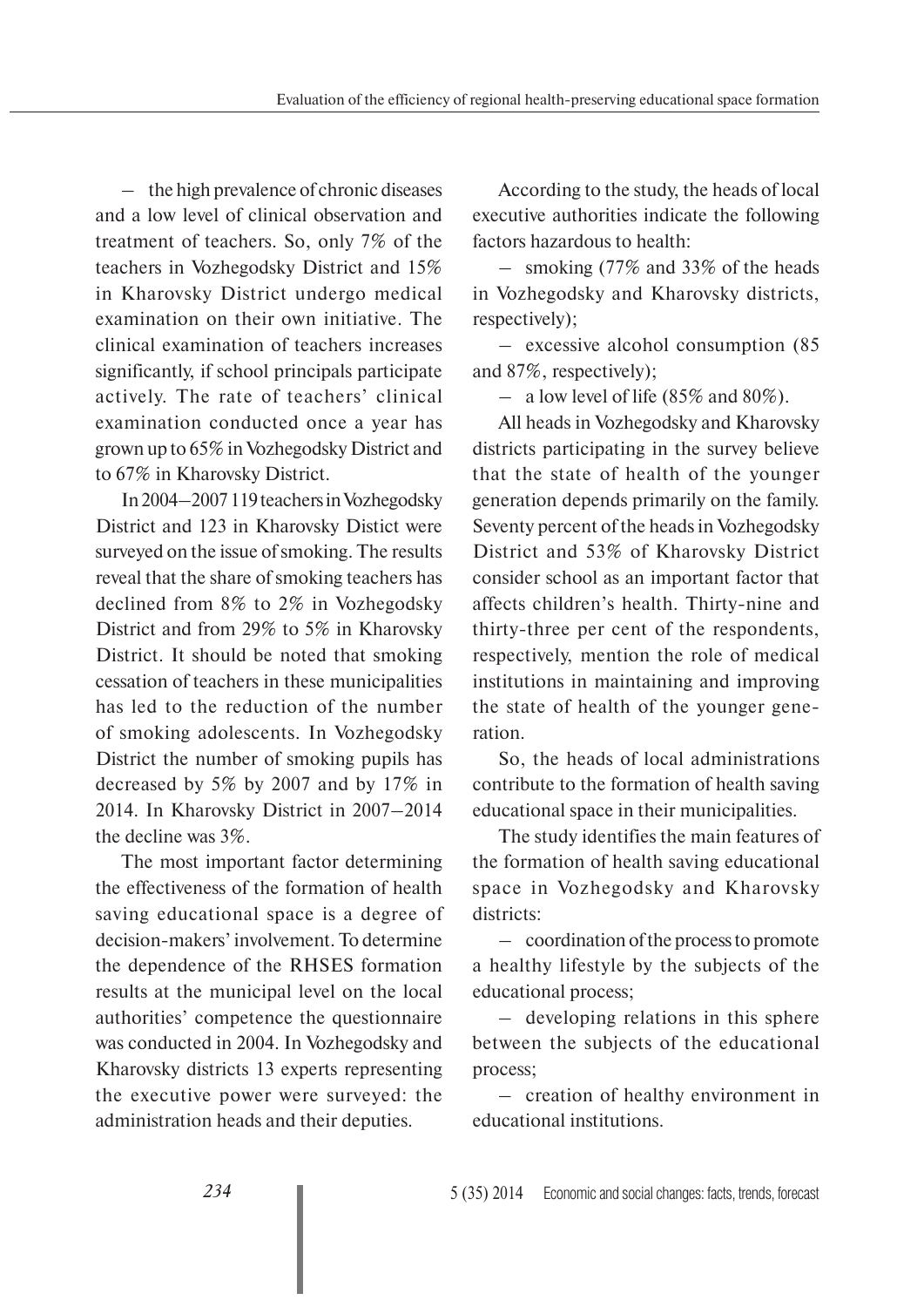– the high prevalence of chronic diseases and a low level of clinical observation and treatment of teachers. So, only 7% of the teachers in Vozhegodsky District and 15% in Kharovsky District undergo medical examination on their own initiative. The clinical examination of teachers increases significantly, if school principals participate actively. The rate of teachers' clinical examination conducted once a year has grown up to 65% in Vozhegodsky District and to 67% in Kharovsky District.

In 2004–2007 119 teachers in Vozhegodsky District and 123 in Kharovsky Distict were surveyed on the issue of smoking. The results reveal that the share of smoking teachers has declined from 8% to 2% in Vozhegodsky District and from 29% to 5% in Kharovsky District. It should be noted that smoking cessation of teachers in these municipalities has led to the reduction of the number of smoking adolescents. In Vozhegodsky District the number of smoking pupils has decreased by 5% by 2007 and by 17% in 2014. In Kharovsky District in 2007–2014 the decline was 3%.

The most important factor determining the effectiveness of the formation of health saving educational space is a degree of decision-makers' involvement. To determine the dependence of the RHSES formation results at the municipal level on the local authorities' competence the questionnaire was conducted in 2004. In Vozhegodsky and Kharovsky districts 13 experts representing the executive power were surveyed: the administration heads and their deputies.

According to the study, the heads of local executive authorities indicate the following factors hazardous to health:

– smoking (77% and 33% of the heads in Vozhegodsky and Kharovsky districts, respectively);

– excessive alcohol consumption (85 and 87%, respectively);

– a low level of life (85% and 80%).

All heads in Vozhegodsky and Kharovsky districts participating in the survey believe that the state of health of the younger generation depends primarily on the family. Seventy percent of the heads in Vozhegodsky District and 53% of Kharovsky District consider school as an important factor that affects children's health. Thirty-nine and thirty-three per cent of the respondents, respectively, mention the role of medical institutions in maintaining and improving the state of health of the younger generation.

So, the heads of local administrations contribute to the formation of health saving educational space in their municipalities.

The study identifies the main features of the formation of health saving educational space in Vozhegodsky and Kharovsky districts:

– coordination of the process to promote a healthy lifestyle by the subjects of the educational process;

– developing relations in this sphere between the subjects of the educational process;

– creation of healthy environment in educational institutions.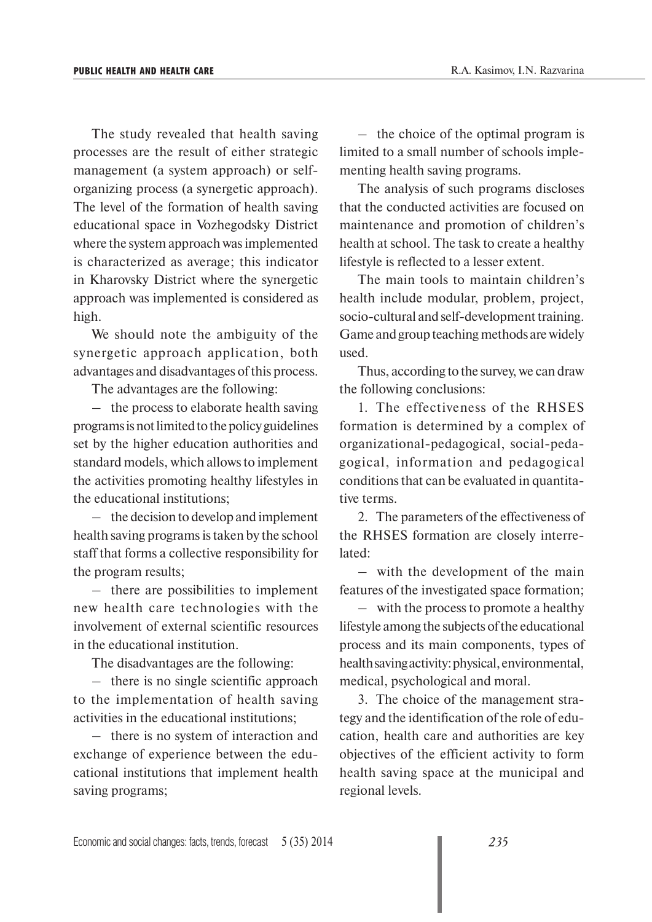The study revealed that health saving processes are the result of either strategic management (a system approach) or self-organizing process (a synergetic approach). The level of the formation of health saving educational space in Vozhegodsky District where the system approach was implemented is characterized as average; this indicator in Kharovsky District where the synergetic approach was implemented is considered as high.

We should note the ambiguity of the synergetic approach application, both advantages and disadvantages of this process.

The advantages are the following:

– the process to elaborate health saving programs is not limited to the policy guidelines set by the higher education authorities and standard models, which allows to implement the activities promoting healthy lifestyles in the educational institutions;

– the decision to develop and implement health saving programs is taken by the school staff that forms a collective responsibility for the program results;

– there are possibilities to implement new health care technologies with the involvement of external scientific resources in the educational institution.

The disadvantages are the following:

– there is no single scientific approach to the implementation of health saving activities in the educational institutions;

– there is no system of interaction and exchange of experience between the educational institutions that implement health saving programs;

– the choice of the optimal program is limited to a small number of schools implementing health saving programs.

The analysis of such programs discloses that the conducted activities are focused on maintenance and promotion of children's health at school. The task to create a healthy lifestyle is reflected to a lesser extent.

The main tools to maintain children's health include modular, problem, project, socio-cultural and self-development training. Game and group teaching methods are widely used.

Thus, according to the survey, we can draw the following conclusions:

1. The effectiveness of the RHSES formation is determined by a complex of organizational-pedagogical, social-pedagogical, information and pedagogical conditions that can be evaluated in quantitative terms.

2. The parameters of the effectiveness of the RHSES formation are closely interrelated:

– with the development of the main features of the investigated space formation;

– with the process to promote a healthy lifestyle among the subjects of the educational process and its main components, types of health saving activity: physical, environmental, medical, psychological and moral.

3. The choice of the management strategy and the identification of the role of education, health care and authorities are key objectives of the efficient activity to form health saving space at the municipal and regional levels.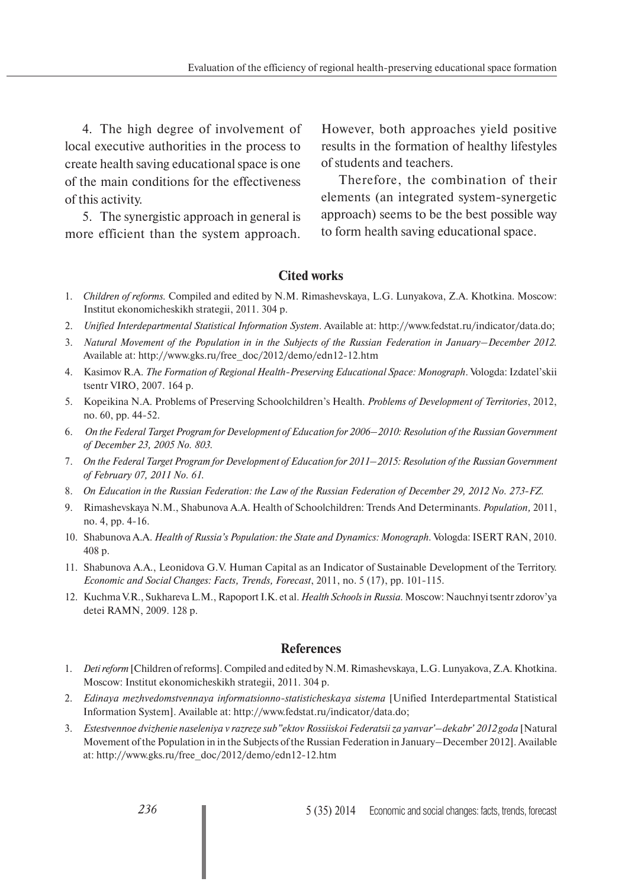4. The high degree of involvement of local executive authorities in the process to create health saving educational space is one of the main conditions for the effectiveness of this activity.

5. The synergistic approach in general is more efficient than the system approach. However, both approaches yield positive results in the formation of healthy lifestyles of students and teachers.

Therefore, the combination of their elements (an integrated system-synergetic approach) seems to be the best possible way to form health saving educational space.

## Cited works

1. *Children of reforms.* Compiled and edited by N.M. Rimashevskaya, L.G. Lunyakova, Z.A. Khotkina. Moscow: Institut ekonomicheskikh strategii, 2011. 304 p.
2. *Unified Interdepartmental Statistical Information System*. Available at: http://www.fedstat.ru/indicator/data.do;
3. *Natural Movement of the Population in in the Subjects of the Russian Federation in January–December 2012.* Available at: http://www.gks.ru/free_doc/2012/demo/edn12-12.htm
4. Kasimov R.A. *The Formation of Regional Health-Preserving Educational Space: Monograph*. Vologda: Izdatel'skii tsentr VIRO, 2007. 164 p.
5. Kopeikina N.A. Problems of Preserving Schoolchildren's Health. *Problems of Development of Territories*, 2012, no. 60, pp. 44-52.
6. *On the Federal Target Program for Development of Education for 2006–2010: Resolution of the Russian Government of December 23, 2005 No. 803.*
7. *On the Federal Target Program for Development of Education for 2011–2015: Resolution of the Russian Government of February 07, 2011 No. 61.*
8. *On Education in the Russian Federation: the Law of the Russian Federation of December 29, 2012 No. 273-FZ.*
9. Rimashevskaya N.M., Shabunova A.A. Health of Schoolchildren: Trends And Determinants. *Population,* 2011, no. 4, pp. 4-16.
10. Shabunova A.A. *Health of Russia's Population: the State and Dynamics: Monograph*. Vologda: ISERT RAN, 2010. 408 p.
11. Shabunova A.A., Leonidova G.V. Human Capital as an Indicator of Sustainable Development of the Territory. *Economic and Social Changes: Facts, Trends, Forecast*, 2011, no. 5 (17), pp. 101-115.
12. Kuchma V.R., Sukhareva L.M., Rapoport I.K. et al. *Health Schools in Russia.* Moscow: Nauchnyi tsentr zdorov'ya detei RAMN, 2009. 128 p.

## References

1. *Deti reform* [Children of reforms]. Compiled and edited by N.M. Rimashevskaya, L.G. Lunyakova, Z.A. Khotkina. Moscow: Institut ekonomicheskikh strategii, 2011. 304 p.
2. *Edinaya mezhvedomstvennaya informatsionno-statisticheskaya sistema* [Unified Interdepartmental Statistical Information System]. Available at: http://www.fedstat.ru/indicator/data.do;
3. *Estestvennoe dvizhenie naseleniya v razreze sub"ektov Rossiiskoi Federatsii za yanvar'–dekabr' 2012 goda* [Natural Movement of the Population in in the Subjects of the Russian Federation in January–December 2012]. Available at: http://www.gks.ru/free_doc/2012/demo/edn12-12.htm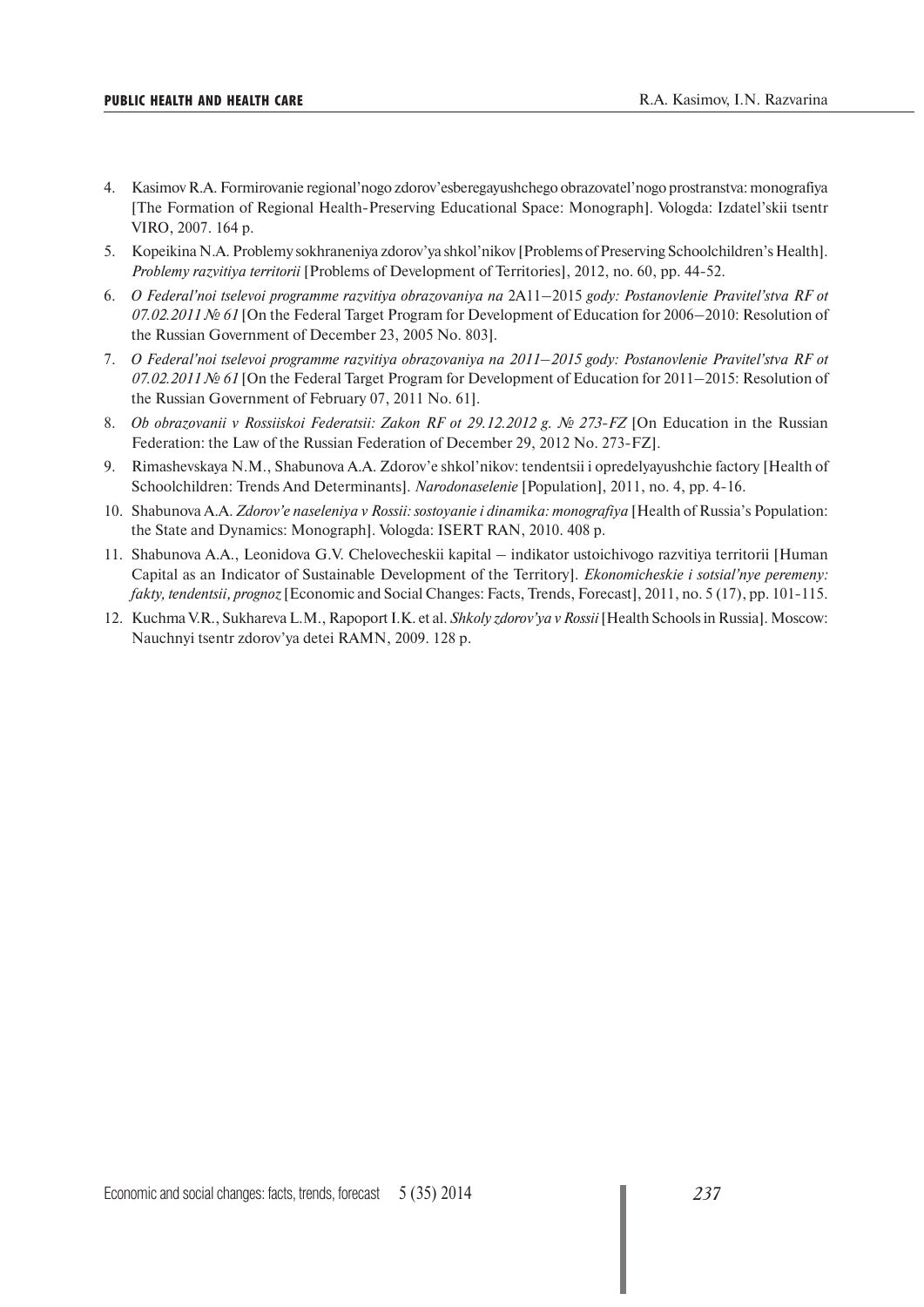4. Kasimov R.A. Formirovanie regional'nogo zdorov'esberegayushchego obrazovatel'nogo prostranstva: monografiya [The Formation of Regional Health-Preserving Educational Space: Monograph]. Vologda: Izdatel'skii tsentr VIRO, 2007. 164 p.
5. Kopeikina N.A. Problemy sokhraneniya zdorov'ya shkol'nikov [Problems of Preserving Schoolchildren's Health]. *Problemy razvitiya territorii* [Problems of Development of Territories], 2012, no. 60, pp. 44-52.
6. *O Federal'noi tselevoi programme razvitiya obrazovaniya na* 2A11–2015 *gody: Postanovlenie Pravitel'stva RF ot 07.02.2011 № 61* [On the Federal Target Program for Development of Education for 2006–2010: Resolution of the Russian Government of December 23, 2005 No. 803].
7. *O Federal'noi tselevoi programme razvitiya obrazovaniya na 2011–2015 gody: Postanovlenie Pravitel'stva RF ot 07.02.2011 № 61* [On the Federal Target Program for Development of Education for 2011–2015: Resolution of the Russian Government of February 07, 2011 No. 61].
8. *Ob obrazovanii v Rossiiskoi Federatsii: Zakon RF ot 29.12.2012 g. № 273-FZ* [On Education in the Russian Federation: the Law of the Russian Federation of December 29, 2012 No. 273-FZ].
9. Rimashevskaya N.M., Shabunova A.A. Zdorov'e shkol'nikov: tendentsii i opredelyayushchie factory [Health of Schoolchildren: Trends And Determinants]. *Narodonaselenie* [Population], 2011, no. 4, pp. 4-16.
10. Shabunova A.A. *Zdorov'e naseleniya v Rossii: sostoyanie i dinamika: monografiya* [Health of Russia's Population: the State and Dynamics: Monograph]. Vologda: ISERT RAN, 2010. 408 p.
11. Shabunova A.A., Leonidova G.V. Chelovecheskii kapital – indikator ustoichivogo razvitiya territorii [Human Capital as an Indicator of Sustainable Development of the Territory]. *Ekonomicheskie i sotsial'nye peremeny: fakty, tendentsii, prognoz* [Economic and Social Changes: Facts, Trends, Forecast], 2011, no. 5 (17), pp. 101-115.
12. Kuchma V.R., Sukhareva L.M., Rapoport I.K. et al. *Shkoly zdorov'ya v Rossii* [Health Schools in Russia]. Moscow: Nauchnyi tsentr zdorov'ya detei RAMN, 2009. 128 p.